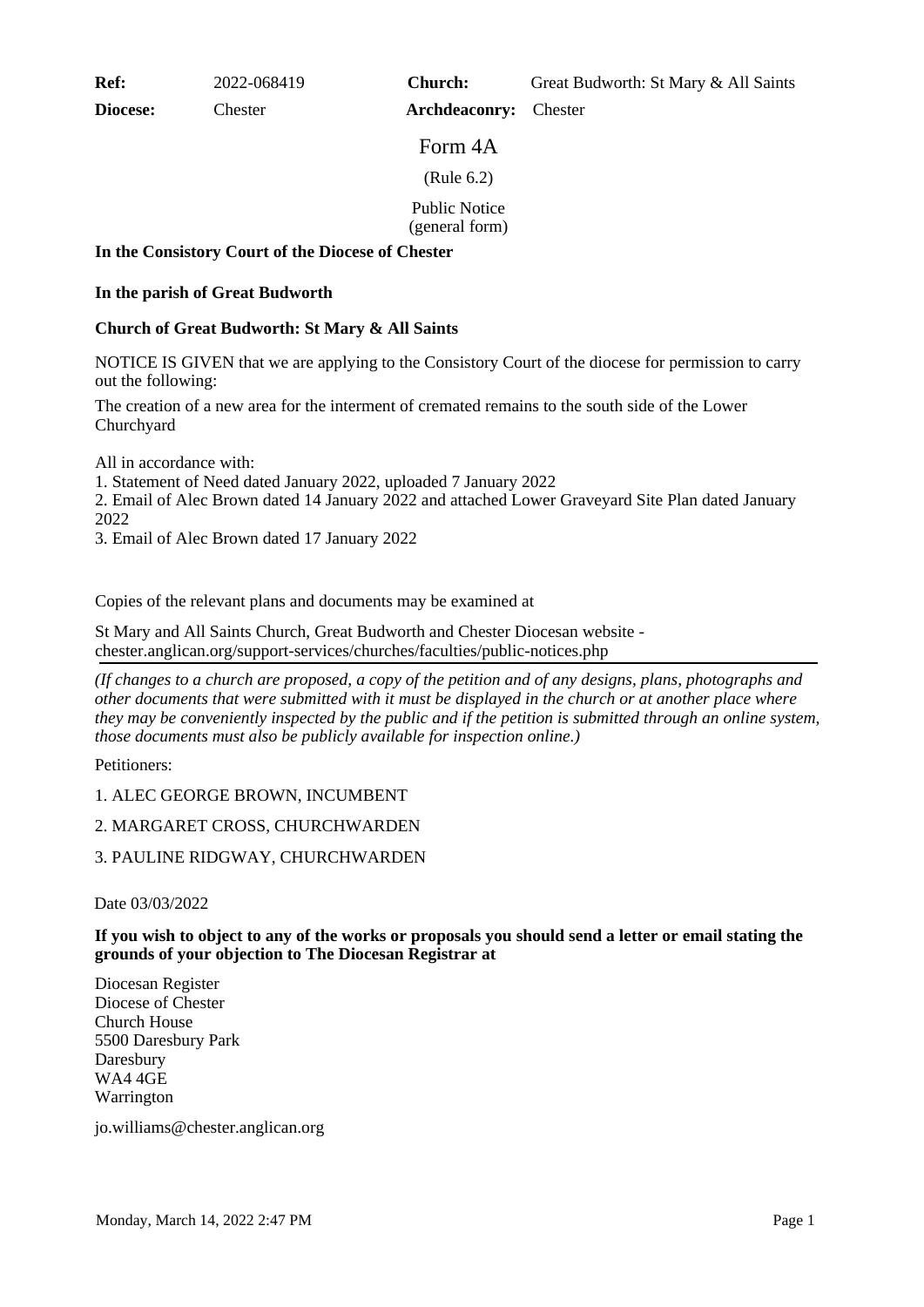**Ref:** 2022-068419 **Church:** Great Budworth: St Mary & All Saints

**Diocese:** Chester **Archdeaconry:** Chester

# Form 4A

(Rule 6.2)

Public Notice
(general form)

**In the Consistory Court of the Diocese of Chester**

**In the parish of Great Budworth**

**Church of Great Budworth: St Mary & All Saints**

NOTICE IS GIVEN that we are applying to the Consistory Court of the diocese for permission to carry out the following:

The creation of a new area for the interment of cremated remains to the south side of the Lower Churchyard

All in accordance with:
1. Statement of Need dated January 2022, uploaded 7 January 2022
2. Email of Alec Brown dated 14 January 2022 and attached Lower Graveyard Site Plan dated January 2022
3. Email of Alec Brown dated 17 January 2022

Copies of the relevant plans and documents may be examined at

St Mary and All Saints Church, Great Budworth and Chester Diocesan website - chester.anglican.org/support-services/churches/faculties/public-notices.php

*(If changes to a church are proposed, a copy of the petition and of any designs, plans, photographs and other documents that were submitted with it must be displayed in the church or at another place where they may be conveniently inspected by the public and if the petition is submitted through an online system, those documents must also be publicly available for inspection online.)*

Petitioners:

1. ALEC GEORGE BROWN, INCUMBENT

2. MARGARET CROSS, CHURCHWARDEN

3. PAULINE RIDGWAY, CHURCHWARDEN

Date 03/03/2022

**If you wish to object to any of the works or proposals you should send a letter or email stating the grounds of your objection to The Diocesan Registrar at**

Diocesan Register
Diocese of Chester
Church House
5500 Daresbury Park
Daresbury
WA4 4GE
Warrington

jo.williams@chester.anglican.org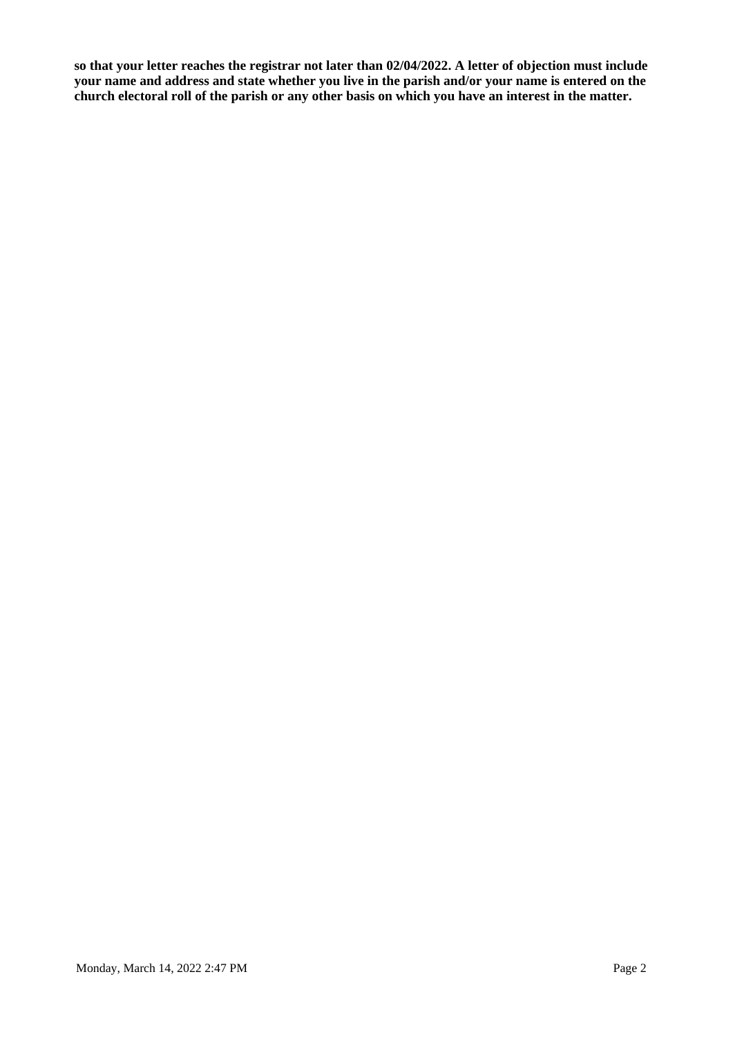**so that your letter reaches the registrar not later than 02/04/2022. A letter of objection must include your name and address and state whether you live in the parish and/or your name is entered on the church electoral roll of the parish or any other basis on which you have an interest in the matter.**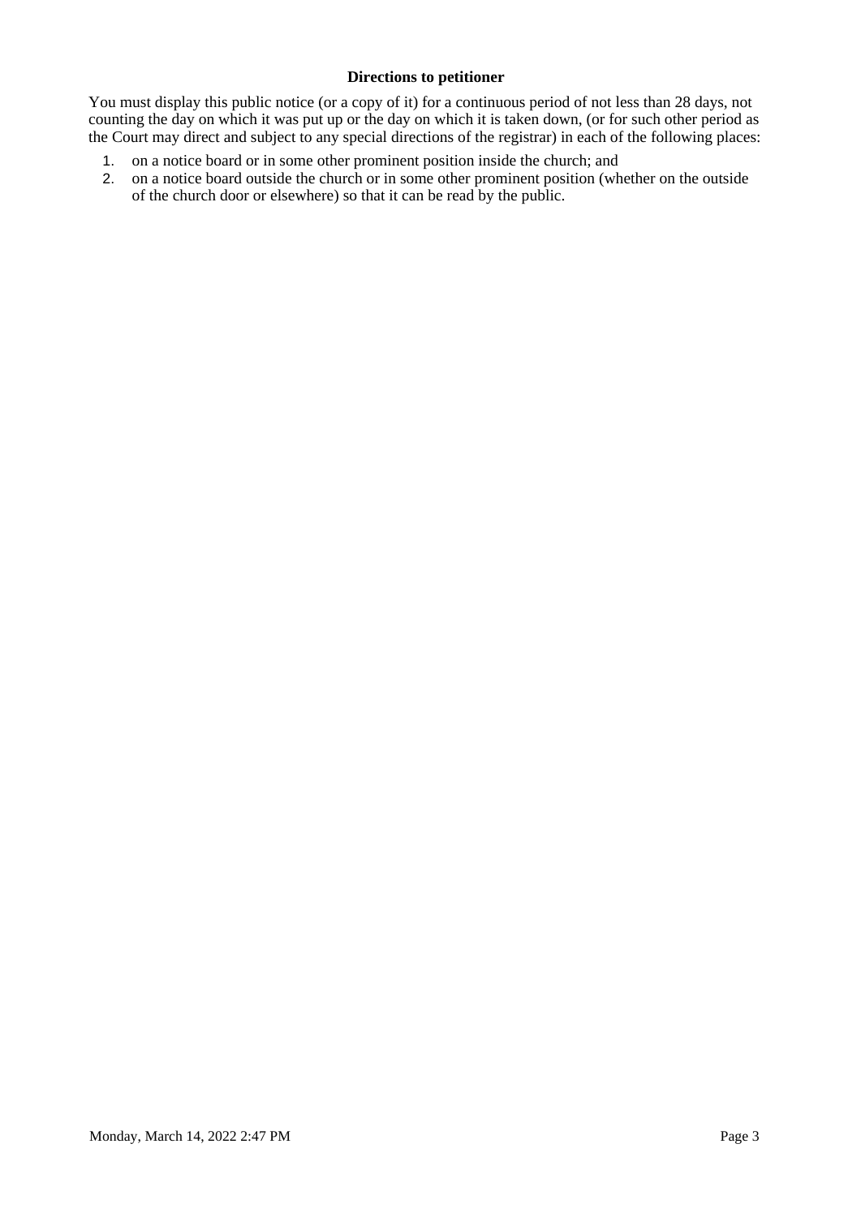**Directions to petitioner**

You must display this public notice (or a copy of it) for a continuous period of not less than 28 days, not counting the day on which it was put up or the day on which it is taken down, (or for such other period as the Court may direct and subject to any special directions of the registrar) in each of the following places:

1. on a notice board or in some other prominent position inside the church; and
2. on a notice board outside the church or in some other prominent position (whether on the outside of the church door or elsewhere) so that it can be read by the public.